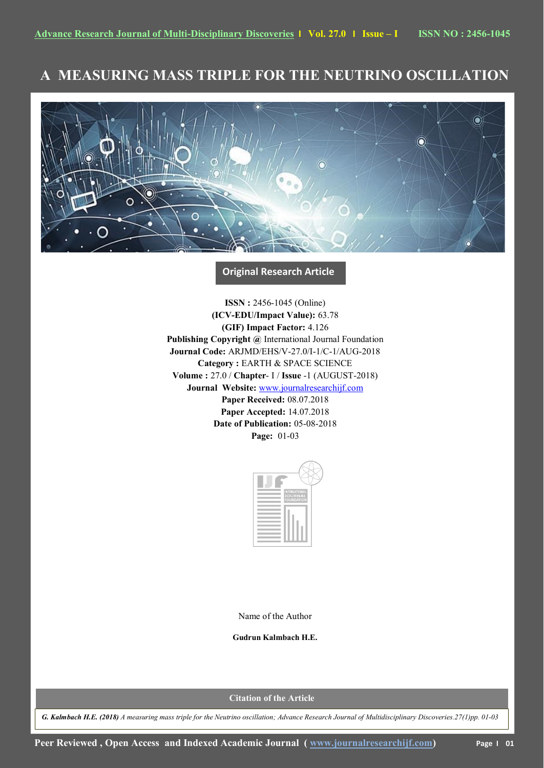# A MEASURING MASS TRIPLE FOR THE NEUTRINO OSCILLATION

**Original Research Article**

**ISSN :** 2456-1045 (Online)
**(ICV-EDU/Impact Value):** 63.78
**(GIF) Impact Factor:** 4.126
**Publishing Copyright @** International Journal Foundation
**Journal Code:** ARJMD/EHS/V-27.0/I-1/C-1/AUG-2018
**Category :** EARTH & SPACE SCIENCE
**Volume :** 27.0 / **Chapter**- I / **Issue** -1 (AUGUST-2018)
**Journal Website:** www.journalresearchijf.com
**Paper Received:** 08.07.2018
**Paper Accepted:** 14.07.2018
**Date of Publication:** 05-08-2018
**Page:** 01-03

Name of the Author

**Gudrun Kalmbach H.E.**

**Citation of the Article**

***G. Kalmbach H.E. (2018)*** *A measuring mass triple for the Neutrino oscillation; Advance Research Journal of Multidisciplinary Discoveries.27(1)pp. 01-03*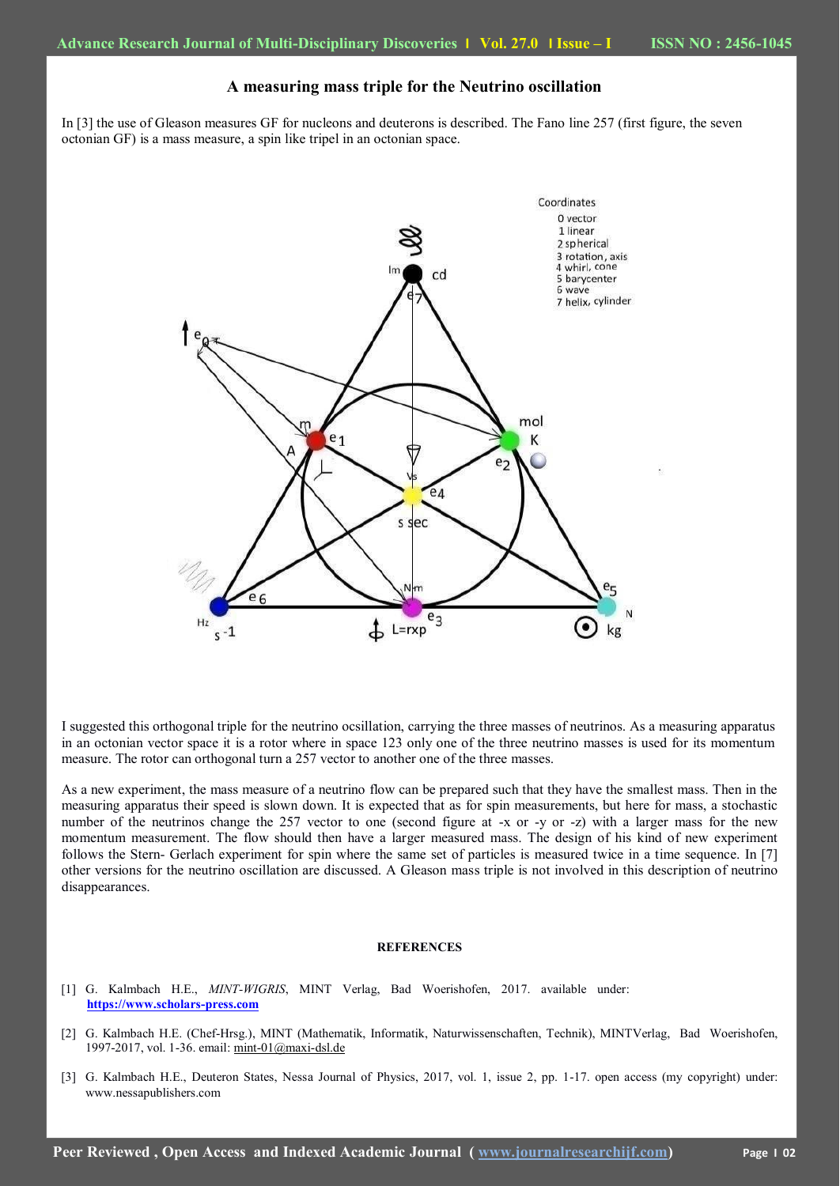## A measuring mass triple for the Neutrino oscillation

In [3] the use of Gleason measures GF for nucleons and deuterons is described. The Fano line 257 (first figure, the seven octonian GF) is a mass measure, a spin like tripel in an octonian space.

Coordinates
0 vector
1 linear
2 spherical
3 rotation, axis
4 whirl, cone
5 barycenter
6 wave
7 helix, cylinder

$e_0$
Im cd
$e_7$
m
$e_1$
A
mol
K
$e_2$
Vs
$e_4$
s sec
$e_5$
N
Nm
$e_3$
$e_6$
Hz
$s^{-1}$
L=rxp
kg

I suggested this orthogonal triple for the neutrino ocsillation, carrying the three masses of neutrinos. As a measuring apparatus in an octonian vector space it is a rotor where in space 123 only one of the three neutrino masses is used for its momentum measure. The rotor can orthogonal turn a 257 vector to another one of the three masses.

As a new experiment, the mass measure of a neutrino flow can be prepared such that they have the smallest mass. Then in the measuring apparatus their speed is slown down. It is expected that as for spin measurements, but here for mass, a stochastic number of the neutrinos change the 257 vector to one (second figure at -x or -y or -z) with a larger mass for the new momentum measurement. The flow should then have a larger measured mass. The design of his kind of new experiment follows the Stern- Gerlach experiment for spin where the same set of particles is measured twice in a time sequence. In [7] other versions for the neutrino oscillation are discussed. A Gleason mass triple is not involved in this description of neutrino disappearances.

### REFERENCES

[1] G. Kalmbach H.E., *MINT-WIGRIS*, MINT Verlag, Bad Woerishofen, 2017. available under: **https://www.scholars-press.com**

[2] G. Kalmbach H.E. (Chef-Hrsg.), MINT (Mathematik, Informatik, Naturwissenschaften, Technik), MINTVerlag, Bad Woerishofen, 1997-2017, vol. 1-36. email: mint-01@maxi-dsl.de

[3] G. Kalmbach H.E., Deuteron States, Nessa Journal of Physics, 2017, vol. 1, issue 2, pp. 1-17. open access (my copyright) under: www.nessapublishers.com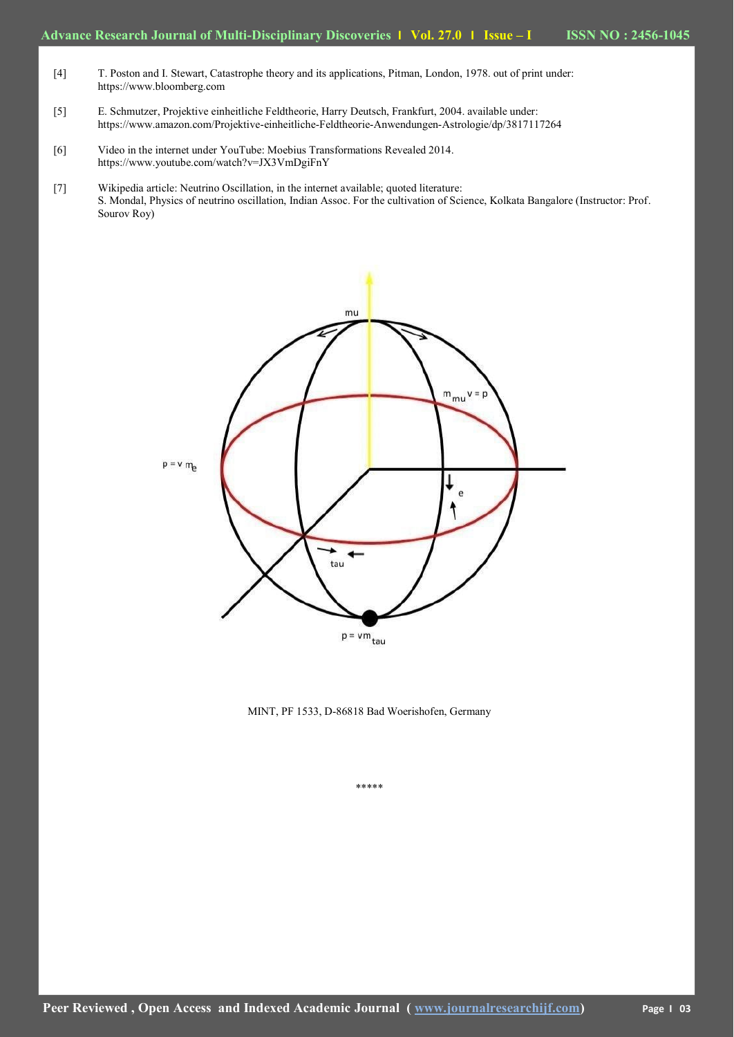[4] T. Poston and I. Stewart, Catastrophe theory and its applications, Pitman, London, 1978. out of print under: https://www.bloomberg.com

[5] E. Schmutzer, Projektive einheitliche Feldtheorie, Harry Deutsch, Frankfurt, 2004. available under: https://www.amazon.com/Projektive-einheitliche-Feldtheorie-Anwendungen-Astrologie/dp/3817117264

[6] Video in the internet under YouTube: Moebius Transformations Revealed 2014. https://www.youtube.com/watch?v=JX3VmDgiFnY

[7] Wikipedia article: Neutrino Oscillation, in the internet available; quoted literature: S. Mondal, Physics of neutrino oscillation, Indian Assoc. For the cultivation of Science, Kolkata Bangalore (Instructor: Prof. Sourov Roy)

mu

$m_{mu}v = p$

$p = v\, m_e$

e

tau

$p = vm_{tau}$

MINT, PF 1533, D-86818 Bad Woerishofen, Germany

*****